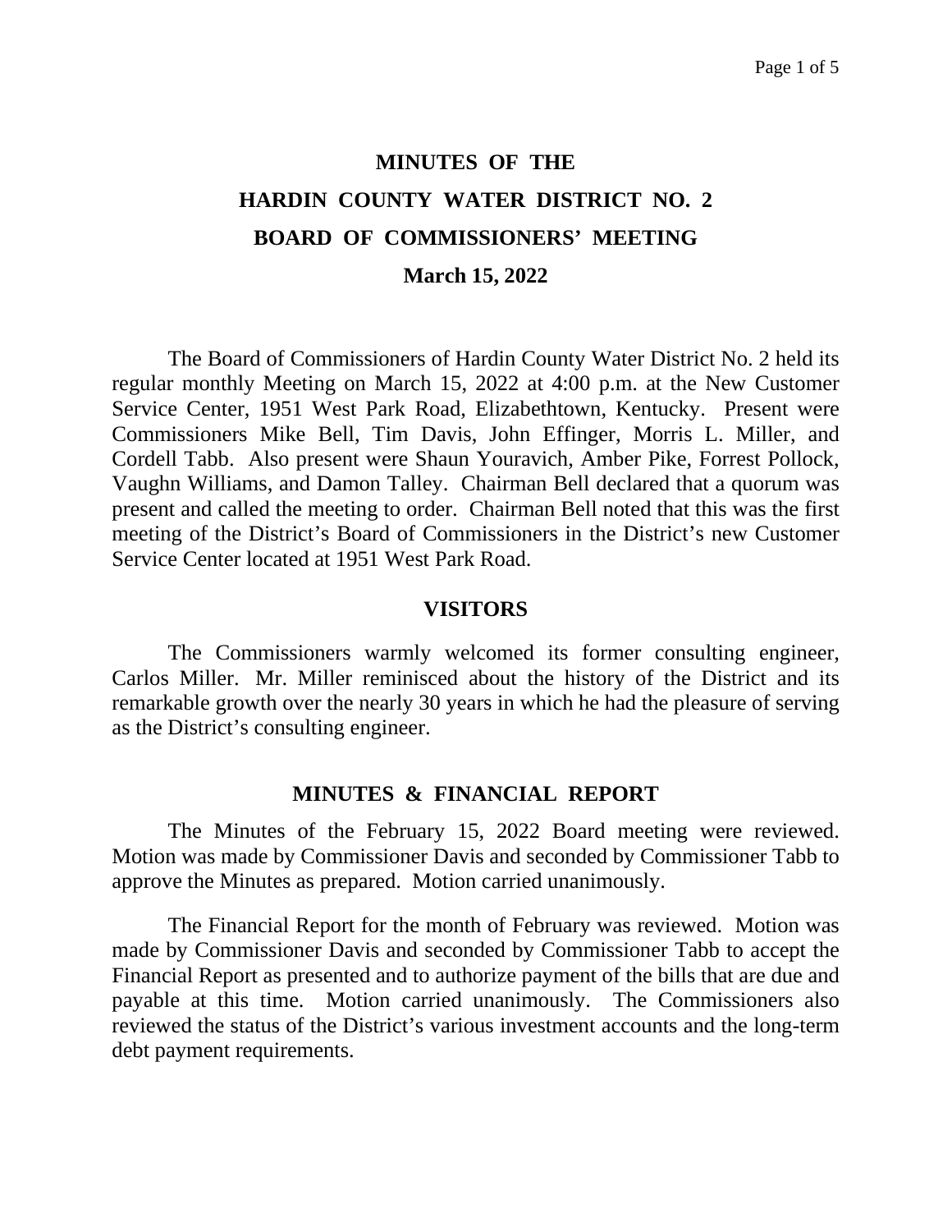# MINUTES OF THE
# HARDIN COUNTY WATER DISTRICT NO. 2
# BOARD OF COMMISSIONERS' MEETING
# March 15, 2022

The Board of Commissioners of Hardin County Water District No. 2 held its regular monthly Meeting on March 15, 2022 at 4:00 p.m. at the New Customer Service Center, 1951 West Park Road, Elizabethtown, Kentucky. Present were Commissioners Mike Bell, Tim Davis, John Effinger, Morris L. Miller, and Cordell Tabb. Also present were Shaun Youravich, Amber Pike, Forrest Pollock, Vaughn Williams, and Damon Talley. Chairman Bell declared that a quorum was present and called the meeting to order. Chairman Bell noted that this was the first meeting of the District's Board of Commissioners in the District's new Customer Service Center located at 1951 West Park Road.

## VISITORS

The Commissioners warmly welcomed its former consulting engineer, Carlos Miller. Mr. Miller reminisced about the history of the District and its remarkable growth over the nearly 30 years in which he had the pleasure of serving as the District's consulting engineer.

## MINUTES & FINANCIAL REPORT

The Minutes of the February 15, 2022 Board meeting were reviewed. Motion was made by Commissioner Davis and seconded by Commissioner Tabb to approve the Minutes as prepared. Motion carried unanimously.

The Financial Report for the month of February was reviewed. Motion was made by Commissioner Davis and seconded by Commissioner Tabb to accept the Financial Report as presented and to authorize payment of the bills that are due and payable at this time. Motion carried unanimously. The Commissioners also reviewed the status of the District's various investment accounts and the long-term debt payment requirements.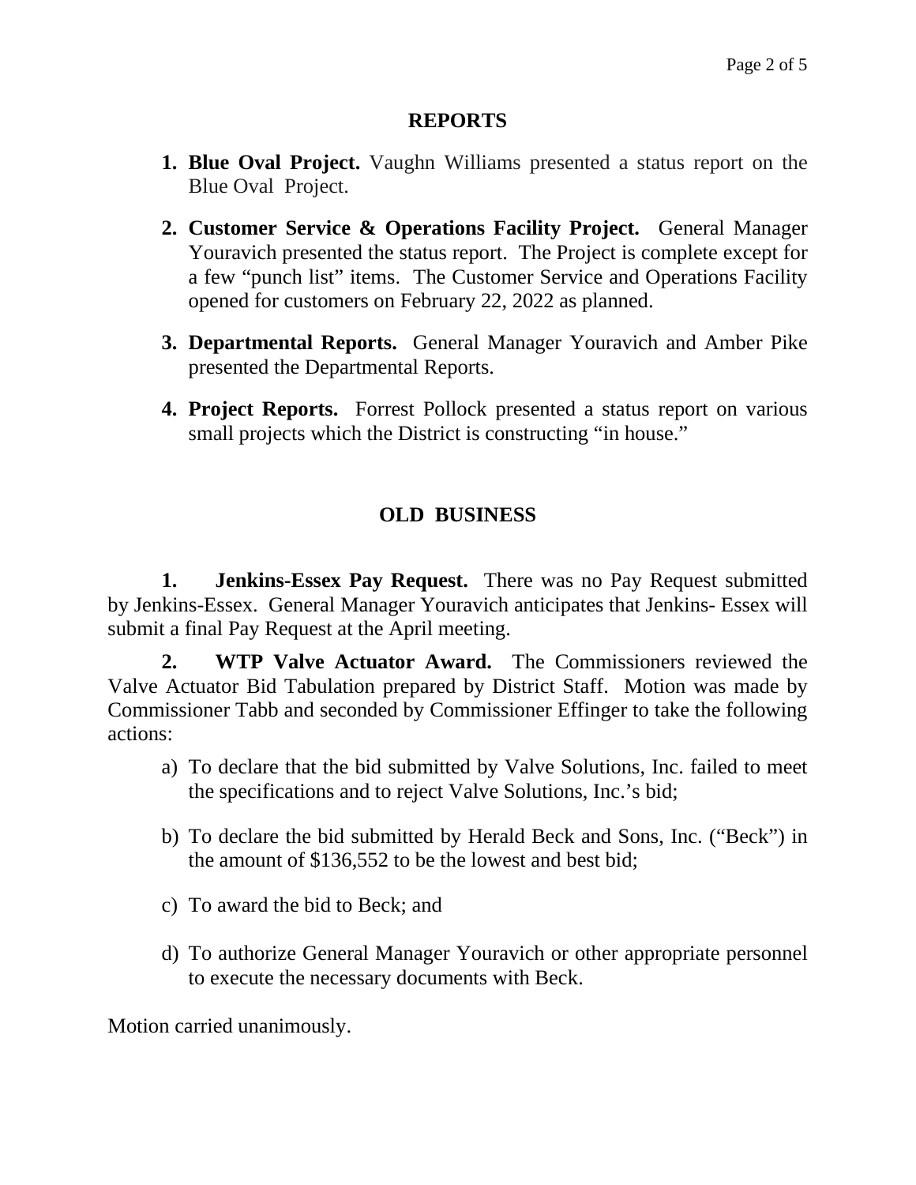## REPORTS

1. **Blue Oval Project.** Vaughn Williams presented a status report on the Blue Oval Project.

2. **Customer Service & Operations Facility Project.** General Manager Youravich presented the status report. The Project is complete except for a few "punch list" items. The Customer Service and Operations Facility opened for customers on February 22, 2022 as planned.

3. **Departmental Reports.** General Manager Youravich and Amber Pike presented the Departmental Reports.

4. **Project Reports.** Forrest Pollock presented a status report on various small projects which the District is constructing "in house."

## OLD BUSINESS

**1. Jenkins-Essex Pay Request.** There was no Pay Request submitted by Jenkins-Essex. General Manager Youravich anticipates that Jenkins- Essex will submit a final Pay Request at the April meeting.

**2. WTP Valve Actuator Award.** The Commissioners reviewed the Valve Actuator Bid Tabulation prepared by District Staff. Motion was made by Commissioner Tabb and seconded by Commissioner Effinger to take the following actions:

a) To declare that the bid submitted by Valve Solutions, Inc. failed to meet the specifications and to reject Valve Solutions, Inc.'s bid;

b) To declare the bid submitted by Herald Beck and Sons, Inc. ("Beck") in the amount of $136,552 to be the lowest and best bid;

c) To award the bid to Beck; and

d) To authorize General Manager Youravich or other appropriate personnel to execute the necessary documents with Beck.

Motion carried unanimously.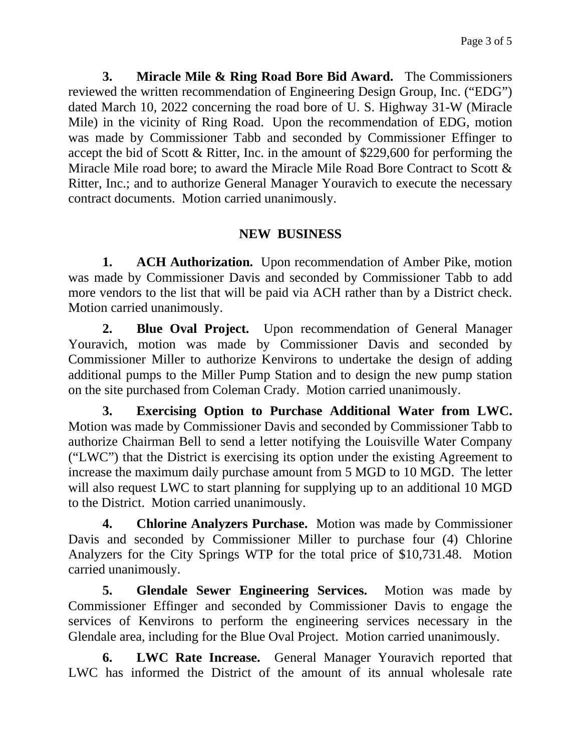**3. Miracle Mile & Ring Road Bore Bid Award.** The Commissioners reviewed the written recommendation of Engineering Design Group, Inc. ("EDG") dated March 10, 2022 concerning the road bore of U. S. Highway 31-W (Miracle Mile) in the vicinity of Ring Road. Upon the recommendation of EDG, motion was made by Commissioner Tabb and seconded by Commissioner Effinger to accept the bid of Scott & Ritter, Inc. in the amount of $229,600 for performing the Miracle Mile road bore; to award the Miracle Mile Road Bore Contract to Scott & Ritter, Inc.; and to authorize General Manager Youravich to execute the necessary contract documents. Motion carried unanimously.

## NEW BUSINESS

**1. ACH Authorization.** Upon recommendation of Amber Pike, motion was made by Commissioner Davis and seconded by Commissioner Tabb to add more vendors to the list that will be paid via ACH rather than by a District check. Motion carried unanimously.

**2. Blue Oval Project.** Upon recommendation of General Manager Youravich, motion was made by Commissioner Davis and seconded by Commissioner Miller to authorize Kenvirons to undertake the design of adding additional pumps to the Miller Pump Station and to design the new pump station on the site purchased from Coleman Crady. Motion carried unanimously.

**3. Exercising Option to Purchase Additional Water from LWC.** Motion was made by Commissioner Davis and seconded by Commissioner Tabb to authorize Chairman Bell to send a letter notifying the Louisville Water Company ("LWC") that the District is exercising its option under the existing Agreement to increase the maximum daily purchase amount from 5 MGD to 10 MGD. The letter will also request LWC to start planning for supplying up to an additional 10 MGD to the District. Motion carried unanimously.

**4. Chlorine Analyzers Purchase.** Motion was made by Commissioner Davis and seconded by Commissioner Miller to purchase four (4) Chlorine Analyzers for the City Springs WTP for the total price of $10,731.48. Motion carried unanimously.

**5. Glendale Sewer Engineering Services.** Motion was made by Commissioner Effinger and seconded by Commissioner Davis to engage the services of Kenvirons to perform the engineering services necessary in the Glendale area, including for the Blue Oval Project. Motion carried unanimously.

**6. LWC Rate Increase.** General Manager Youravich reported that LWC has informed the District of the amount of its annual wholesale rate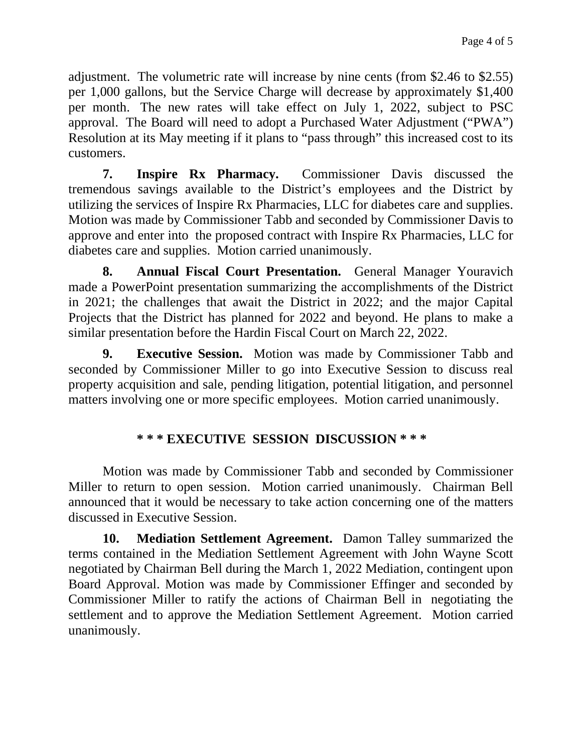adjustment. The volumetric rate will increase by nine cents (from $2.46 to $2.55) per 1,000 gallons, but the Service Charge will decrease by approximately $1,400 per month. The new rates will take effect on July 1, 2022, subject to PSC approval. The Board will need to adopt a Purchased Water Adjustment ("PWA") Resolution at its May meeting if it plans to "pass through" this increased cost to its customers.

**7. Inspire Rx Pharmacy.** Commissioner Davis discussed the tremendous savings available to the District's employees and the District by utilizing the services of Inspire Rx Pharmacies, LLC for diabetes care and supplies. Motion was made by Commissioner Tabb and seconded by Commissioner Davis to approve and enter into the proposed contract with Inspire Rx Pharmacies, LLC for diabetes care and supplies. Motion carried unanimously.

**8. Annual Fiscal Court Presentation.** General Manager Youravich made a PowerPoint presentation summarizing the accomplishments of the District in 2021; the challenges that await the District in 2022; and the major Capital Projects that the District has planned for 2022 and beyond. He plans to make a similar presentation before the Hardin Fiscal Court on March 22, 2022.

**9. Executive Session.** Motion was made by Commissioner Tabb and seconded by Commissioner Miller to go into Executive Session to discuss real property acquisition and sale, pending litigation, potential litigation, and personnel matters involving one or more specific employees. Motion carried unanimously.

**\* \* \* EXECUTIVE SESSION DISCUSSION \* \* \***

Motion was made by Commissioner Tabb and seconded by Commissioner Miller to return to open session. Motion carried unanimously. Chairman Bell announced that it would be necessary to take action concerning one of the matters discussed in Executive Session.

**10. Mediation Settlement Agreement.** Damon Talley summarized the terms contained in the Mediation Settlement Agreement with John Wayne Scott negotiated by Chairman Bell during the March 1, 2022 Mediation, contingent upon Board Approval. Motion was made by Commissioner Effinger and seconded by Commissioner Miller to ratify the actions of Chairman Bell in negotiating the settlement and to approve the Mediation Settlement Agreement. Motion carried unanimously.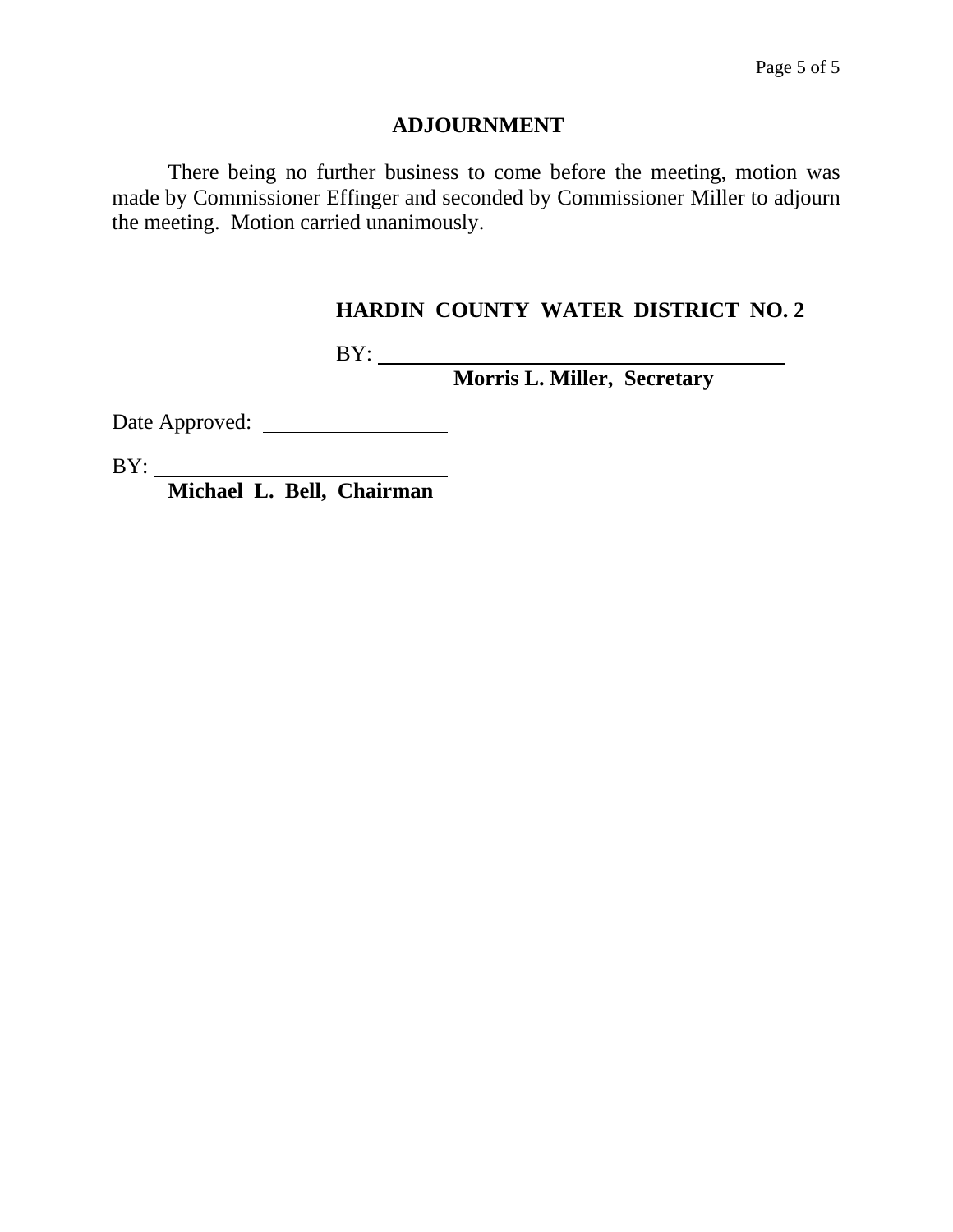## ADJOURNMENT

There being no further business to come before the meeting, motion was made by Commissioner Effinger and seconded by Commissioner Miller to adjourn the meeting. Motion carried unanimously.

**HARDIN COUNTY WATER DISTRICT NO. 2**

BY: ______________________________

**Morris L. Miller, Secretary**

Date Approved: ________________

BY: ______________________________

**Michael L. Bell, Chairman**